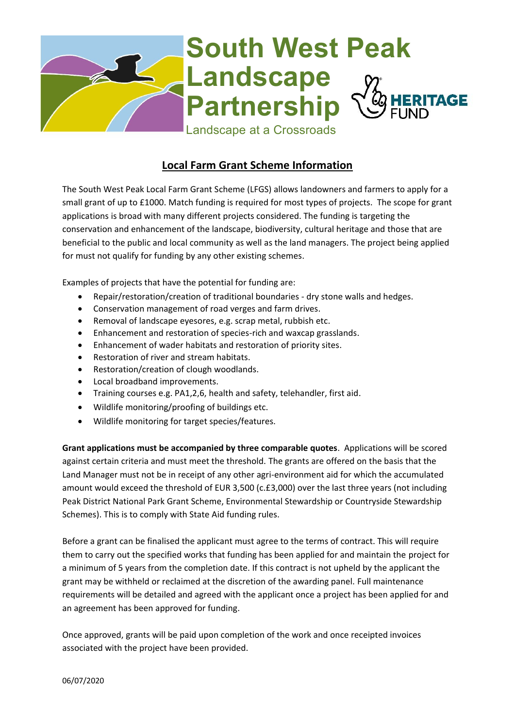# South West Peak Landscape Partnership

Landscape at a Crossroads

HERITAGE FUND

## Local Farm Grant Scheme Information

The South West Peak Local Farm Grant Scheme (LFGS) allows landowners and farmers to apply for a small grant of up to £1000. Match funding is required for most types of projects. The scope for grant applications is broad with many different projects considered. The funding is targeting the conservation and enhancement of the landscape, biodiversity, cultural heritage and those that are beneficial to the public and local community as well as the land managers. The project being applied for must not qualify for funding by any other existing schemes.

Examples of projects that have the potential for funding are:

- Repair/restoration/creation of traditional boundaries - dry stone walls and hedges.
- Conservation management of road verges and farm drives.
- Removal of landscape eyesores, e.g. scrap metal, rubbish etc.
- Enhancement and restoration of species-rich and waxcap grasslands.
- Enhancement of wader habitats and restoration of priority sites.
- Restoration of river and stream habitats.
- Restoration/creation of clough woodlands.
- Local broadband improvements.
- Training courses e.g. PA1,2,6, health and safety, telehandler, first aid.
- Wildlife monitoring/proofing of buildings etc.
- Wildlife monitoring for target species/features.

**Grant applications must be accompanied by three comparable quotes**. Applications will be scored against certain criteria and must meet the threshold. The grants are offered on the basis that the Land Manager must not be in receipt of any other agri-environment aid for which the accumulated amount would exceed the threshold of EUR 3,500 (c.£3,000) over the last three years (not including Peak District National Park Grant Scheme, Environmental Stewardship or Countryside Stewardship Schemes). This is to comply with State Aid funding rules.

Before a grant can be finalised the applicant must agree to the terms of contract. This will require them to carry out the specified works that funding has been applied for and maintain the project for a minimum of 5 years from the completion date. If this contract is not upheld by the applicant the grant may be withheld or reclaimed at the discretion of the awarding panel. Full maintenance requirements will be detailed and agreed with the applicant once a project has been applied for and an agreement has been approved for funding.

Once approved, grants will be paid upon completion of the work and once receipted invoices associated with the project have been provided.

06/07/2020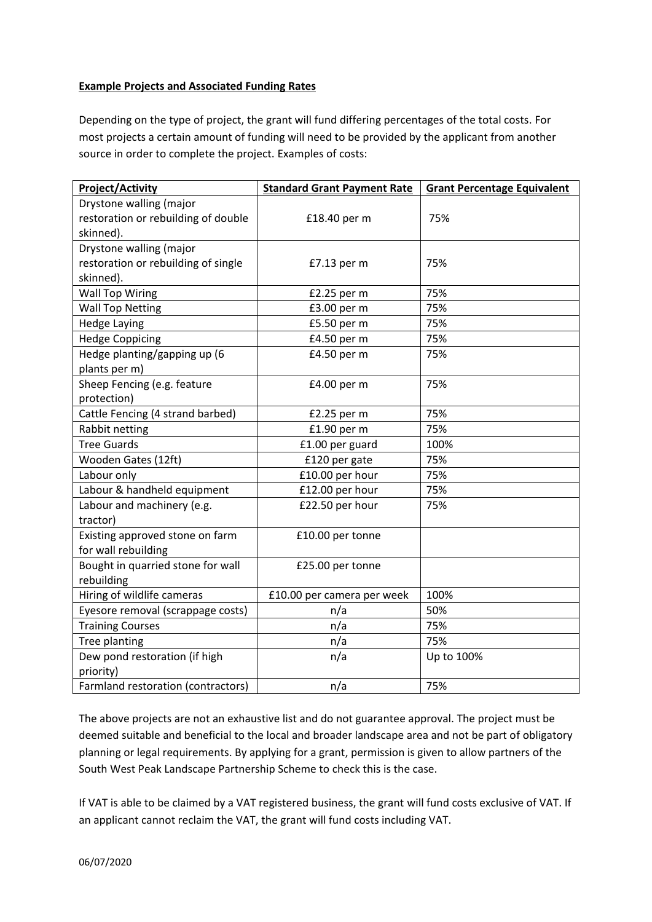**Example Projects and Associated Funding Rates**

Depending on the type of project, the grant will fund differing percentages of the total costs. For most projects a certain amount of funding will need to be provided by the applicant from another source in order to complete the project. Examples of costs:

| Project/Activity | Standard Grant Payment Rate | Grant Percentage Equivalent |
|---|---|---|
| Drystone walling (major restoration or rebuilding of double skinned). | £18.40 per m | 75% |
| Drystone walling (major restoration or rebuilding of single skinned). | £7.13 per m | 75% |
| Wall Top Wiring | £2.25 per m | 75% |
| Wall Top Netting | £3.00 per m | 75% |
| Hedge Laying | £5.50 per m | 75% |
| Hedge Coppicing | £4.50 per m | 75% |
| Hedge planting/gapping up (6 plants per m) | £4.50 per m | 75% |
| Sheep Fencing (e.g. feature protection) | £4.00 per m | 75% |
| Cattle Fencing (4 strand barbed) | £2.25 per m | 75% |
| Rabbit netting | £1.90 per m | 75% |
| Tree Guards | £1.00 per guard | 100% |
| Wooden Gates (12ft) | £120 per gate | 75% |
| Labour only | £10.00 per hour | 75% |
| Labour & handheld equipment | £12.00 per hour | 75% |
| Labour and machinery (e.g. tractor) | £22.50 per hour | 75% |
| Existing approved stone on farm for wall rebuilding | £10.00 per tonne | |
| Bought in quarried stone for wall rebuilding | £25.00 per tonne | |
| Hiring of wildlife cameras | £10.00 per camera per week | 100% |
| Eyesore removal (scrappage costs) | n/a | 50% |
| Training Courses | n/a | 75% |
| Tree planting | n/a | 75% |
| Dew pond restoration (if high priority) | n/a | Up to 100% |
| Farmland restoration (contractors) | n/a | 75% |

The above projects are not an exhaustive list and do not guarantee approval. The project must be deemed suitable and beneficial to the local and broader landscape area and not be part of obligatory planning or legal requirements. By applying for a grant, permission is given to allow partners of the South West Peak Landscape Partnership Scheme to check this is the case.

If VAT is able to be claimed by a VAT registered business, the grant will fund costs exclusive of VAT. If an applicant cannot reclaim the VAT, the grant will fund costs including VAT.

06/07/2020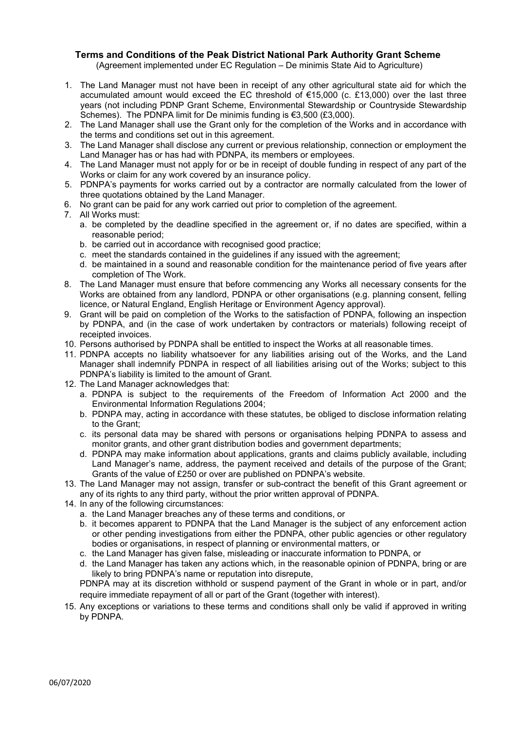## Terms and Conditions of the Peak District National Park Authority Grant Scheme

(Agreement implemented under EC Regulation – De minimis State Aid to Agriculture)

1. The Land Manager must not have been in receipt of any other agricultural state aid for which the accumulated amount would exceed the EC threshold of €15,000 (c. £13,000) over the last three years (not including PDNP Grant Scheme, Environmental Stewardship or Countryside Stewardship Schemes). The PDNPA limit for De minimis funding is €3,500 (£3,000).
2. The Land Manager shall use the Grant only for the completion of the Works and in accordance with the terms and conditions set out in this agreement.
3. The Land Manager shall disclose any current or previous relationship, connection or employment the Land Manager has or has had with PDNPA, its members or employees.
4. The Land Manager must not apply for or be in receipt of double funding in respect of any part of the Works or claim for any work covered by an insurance policy.
5. PDNPA's payments for works carried out by a contractor are normally calculated from the lower of three quotations obtained by the Land Manager.
6. No grant can be paid for any work carried out prior to completion of the agreement.
7. All Works must:
   a. be completed by the deadline specified in the agreement or, if no dates are specified, within a reasonable period;
   b. be carried out in accordance with recognised good practice;
   c. meet the standards contained in the guidelines if any issued with the agreement;
   d. be maintained in a sound and reasonable condition for the maintenance period of five years after completion of The Work.
8. The Land Manager must ensure that before commencing any Works all necessary consents for the Works are obtained from any landlord, PDNPA or other organisations (e.g. planning consent, felling licence, or Natural England, English Heritage or Environment Agency approval).
9. Grant will be paid on completion of the Works to the satisfaction of PDNPA, following an inspection by PDNPA, and (in the case of work undertaken by contractors or materials) following receipt of receipted invoices.
10. Persons authorised by PDNPA shall be entitled to inspect the Works at all reasonable times.
11. PDNPA accepts no liability whatsoever for any liabilities arising out of the Works, and the Land Manager shall indemnify PDNPA in respect of all liabilities arising out of the Works; subject to this PDNPA's liability is limited to the amount of Grant.
12. The Land Manager acknowledges that:
    a. PDNPA is subject to the requirements of the Freedom of Information Act 2000 and the Environmental Information Regulations 2004;
    b. PDNPA may, acting in accordance with these statutes, be obliged to disclose information relating to the Grant;
    c. its personal data may be shared with persons or organisations helping PDNPA to assess and monitor grants, and other grant distribution bodies and government departments;
    d. PDNPA may make information about applications, grants and claims publicly available, including Land Manager's name, address, the payment received and details of the purpose of the Grant; Grants of the value of £250 or over are published on PDNPA's website.
13. The Land Manager may not assign, transfer or sub-contract the benefit of this Grant agreement or any of its rights to any third party, without the prior written approval of PDNPA.
14. In any of the following circumstances:
    a. the Land Manager breaches any of these terms and conditions, or
    b. it becomes apparent to PDNPA that the Land Manager is the subject of any enforcement action or other pending investigations from either the PDNPA, other public agencies or other regulatory bodies or organisations, in respect of planning or environmental matters, or
    c. the Land Manager has given false, misleading or inaccurate information to PDNPA, or
    d. the Land Manager has taken any actions which, in the reasonable opinion of PDNPA, bring or are likely to bring PDNPA's name or reputation into disrepute,

    PDNPA may at its discretion withhold or suspend payment of the Grant in whole or in part, and/or require immediate repayment of all or part of the Grant (together with interest).
15. Any exceptions or variations to these terms and conditions shall only be valid if approved in writing by PDNPA.

06/07/2020